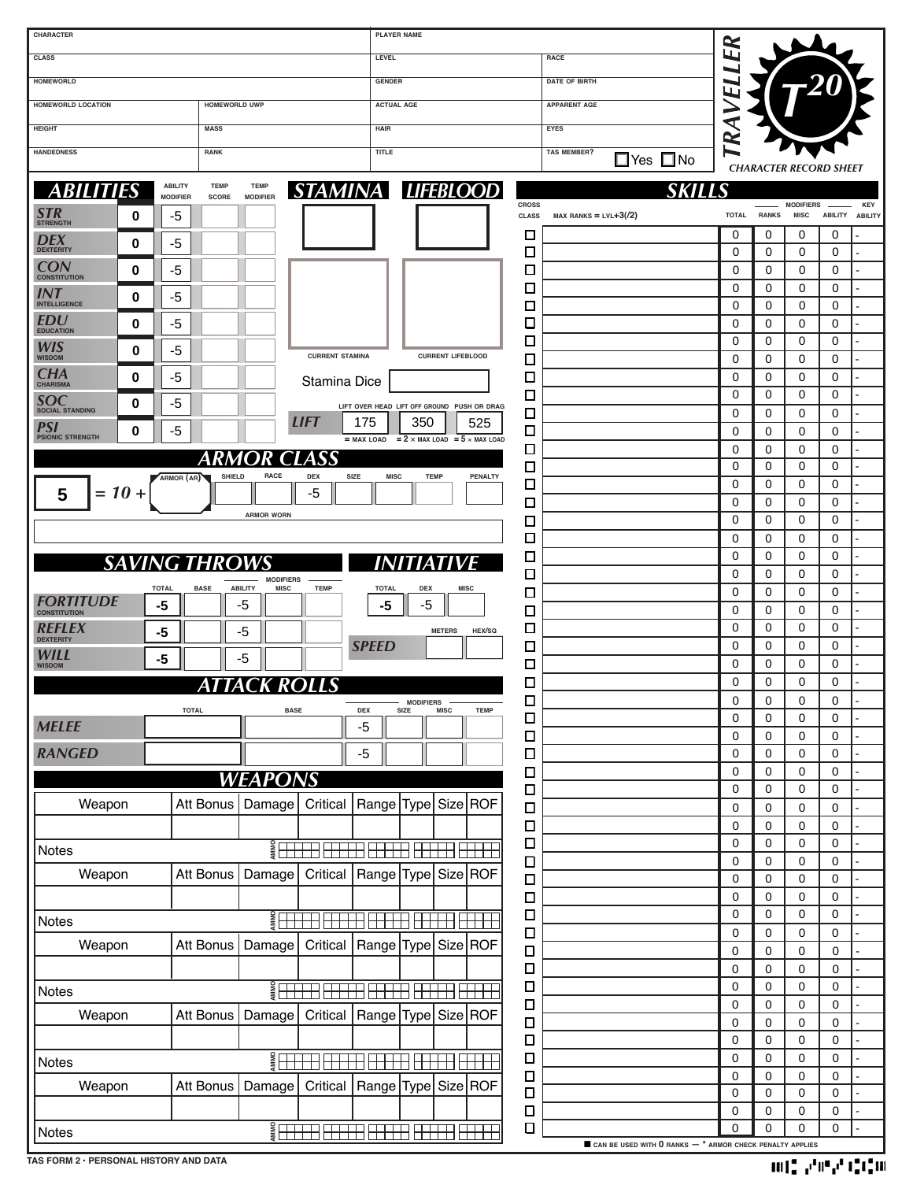# TRAVELLER T20 — CHARACTER RECORD SHEET

| CHARACTER | | PLAYER NAME | |
|---|---|---|---|
| CLASS | | LEVEL | RACE |
| HOMEWORLD | | GENDER | DATE OF BIRTH |
| HOMEWORLD LOCATION | HOMEWORLD UWP | ACTUAL AGE | APPARENT AGE |
| HEIGHT | MASS | HAIR | EYES |
| HANDEDNESS | RANK | TITLE | TAS MEMBER? ☐ Yes ☐ No |

## ABILITIES

| Ability | | Ability Modifier | Temp Score | Temp Modifier |
|---|---|---|---|---|
| STR STRENGTH | 0 | -5 | | |
| DEX DEXTERITY | 0 | -5 | | |
| CON CONSTITUTION | 0 | -5 | | |
| INT INTELLIGENCE | 0 | -5 | | |
| EDU EDUCATION | 0 | -5 | | |
| WIS WISDOM | 0 | -5 | | |
| CHA CHARISMA | 0 | -5 | | |
| SOC SOCIAL STANDING | 0 | -5 | | |
| PSI PSIONIC STRENGTH | 0 | -5 | | |

## STAMINA / LIFEBLOOD

CURRENT STAMINA | CURRENT LIFEBLOOD

Stamina Dice

| LIFT | LIFT OVER HEAD | LIFT OFF GROUND | PUSH OR DRAG |
|---|---|---|---|
| | 175 | 350 | 525 |
| | = MAX LOAD | = 2 × MAX LOAD | = 5 × MAX LOAD |

## ARMOR CLASS

| Total | | Armor (AR) | Shield | Race | Dex | Size | Misc | Temp | Penalty |
|---|---|---|---|---|---|---|---|---|---|
| 5 | = 10 + | | | | -5 | | | | |

ARMOR WORN

## SAVING THROWS

| | Total | Base | Ability | Misc | Temp |
|---|---|---|---|---|---|
| FORTITUDE CONSTITUTION | -5 | | -5 | | |
| REFLEX DEXTERITY | -5 | | -5 | | |
| WILL WISDOM | -5 | | -5 | | |

## INITIATIVE

| Total | Dex | Misc |
|---|---|---|
| -5 | -5 | |

| SPEED | Meters | Hex/Sq |
|---|---|---|
| | | |

## ATTACK ROLLS

| | Total | Base | Dex | Size | Misc | Temp |
|---|---|---|---|---|---|---|
| MELEE | | | -5 | | | |
| RANGED | | | -5 | | | |

## WEAPONS

| Weapon | Att Bonus | Damage | Critical | Range | Type | Size | ROF |
|---|---|---|---|---|---|---|---|
| | | | | | | | |
| Notes | | | | AMMO | | | |
| Weapon | Att Bonus | Damage | Critical | Range | Type | Size | ROF |
| | | | | | | | |
| Notes | | | | AMMO | | | |
| Weapon | Att Bonus | Damage | Critical | Range | Type | Size | ROF |
| | | | | | | | |
| Notes | | | | AMMO | | | |
| Weapon | Att Bonus | Damage | Critical | Range | Type | Size | ROF |
| | | | | | | | |
| Notes | | | | AMMO | | | |
| Weapon | Att Bonus | Damage | Critical | Range | Type | Size | ROF |
| | | | | | | | |
| Notes | | | | AMMO | | | |

## SKILLS

| Cross Class | Max Ranks = LVL+3(/2) | Total | Ranks | Misc | Ability | Key Ability |
|---|---|---|---|---|---|---|
| ☐ | | 0 | 0 | 0 | 0 | - |
| ☐ | | 0 | 0 | 0 | 0 | - |
| ☐ | | 0 | 0 | 0 | 0 | - |
| ☐ | | 0 | 0 | 0 | 0 | - |
| ☐ | | 0 | 0 | 0 | 0 | - |
| ☐ | | 0 | 0 | 0 | 0 | - |
| ☐ | | 0 | 0 | 0 | 0 | - |
| ☐ | | 0 | 0 | 0 | 0 | - |
| ☐ | | 0 | 0 | 0 | 0 | - |
| ☐ | | 0 | 0 | 0 | 0 | - |
| ☐ | | 0 | 0 | 0 | 0 | - |
| ☐ | | 0 | 0 | 0 | 0 | - |
| ☐ | | 0 | 0 | 0 | 0 | - |
| ☐ | | 0 | 0 | 0 | 0 | - |
| ☐ | | 0 | 0 | 0 | 0 | - |
| ☐ | | 0 | 0 | 0 | 0 | - |
| ☐ | | 0 | 0 | 0 | 0 | - |
| ☐ | | 0 | 0 | 0 | 0 | - |
| ☐ | | 0 | 0 | 0 | 0 | - |
| ☐ | | 0 | 0 | 0 | 0 | - |
| ☐ | | 0 | 0 | 0 | 0 | - |
| ☐ | | 0 | 0 | 0 | 0 | - |
| ☐ | | 0 | 0 | 0 | 0 | - |
| ☐ | | 0 | 0 | 0 | 0 | - |
| ☐ | | 0 | 0 | 0 | 0 | - |
| ☐ | | 0 | 0 | 0 | 0 | - |
| ☐ | | 0 | 0 | 0 | 0 | - |
| ☐ | | 0 | 0 | 0 | 0 | - |
| ☐ | | 0 | 0 | 0 | 0 | - |
| ☐ | | 0 | 0 | 0 | 0 | - |
| ☐ | | 0 | 0 | 0 | 0 | - |
| ☐ | | 0 | 0 | 0 | 0 | - |
| ☐ | | 0 | 0 | 0 | 0 | - |
| ☐ | | 0 | 0 | 0 | 0 | - |
| ☐ | | 0 | 0 | 0 | 0 | - |
| ☐ | | 0 | 0 | 0 | 0 | - |
| ☐ | | 0 | 0 | 0 | 0 | - |
| ☐ | | 0 | 0 | 0 | 0 | - |
| ☐ | | 0 | 0 | 0 | 0 | - |
| ☐ | | 0 | 0 | 0 | 0 | - |
| ☐ | | 0 | 0 | 0 | 0 | - |
| ☐ | | 0 | 0 | 0 | 0 | - |
| ☐ | | 0 | 0 | 0 | 0 | - |
| ☐ | | 0 | 0 | 0 | 0 | - |
| ☐ | | 0 | 0 | 0 | 0 | - |
| ☐ | | 0 | 0 | 0 | 0 | - |
| ☐ | | 0 | 0 | 0 | 0 | - |
| ☐ | | 0 | 0 | 0 | 0 | - |
| ☐ | | 0 | 0 | 0 | 0 | - |
| ☐ | | 0 | 0 | 0 | 0 | - |
| ☐ | | 0 | 0 | 0 | 0 | - |
| ☐ | | 0 | 0 | 0 | 0 | - |
| ☐ | | 0 | 0 | 0 | 0 | - |
| ☐ | | 0 | 0 | 0 | 0 | - |
| ☐ | | 0 | 0 | 0 | 0 | - |
| ☐ | | 0 | 0 | 0 | 0 | - |
| ☐ | | 0 | 0 | 0 | 0 | - |
| ☐ | | 0 | 0 | 0 | 0 | - |
| ☐ | | 0 | 0 | 0 | 0 | - |
| ☐ | | 0 | 0 | 0 | 0 | - |
| ☐ | | 0 | 0 | 0 | 0 | - |
| ☐ | | 0 | 0 | 0 | 0 | - |
| ☐ | | 0 | 0 | 0 | 0 | - |
| ☐ | | 0 | 0 | 0 | 0 | - |

■ CAN BE USED WITH 0 RANKS — * ARMOR CHECK PENALTY APPLIES

TAS FORM 2 · PERSONAL HISTORY AND DATA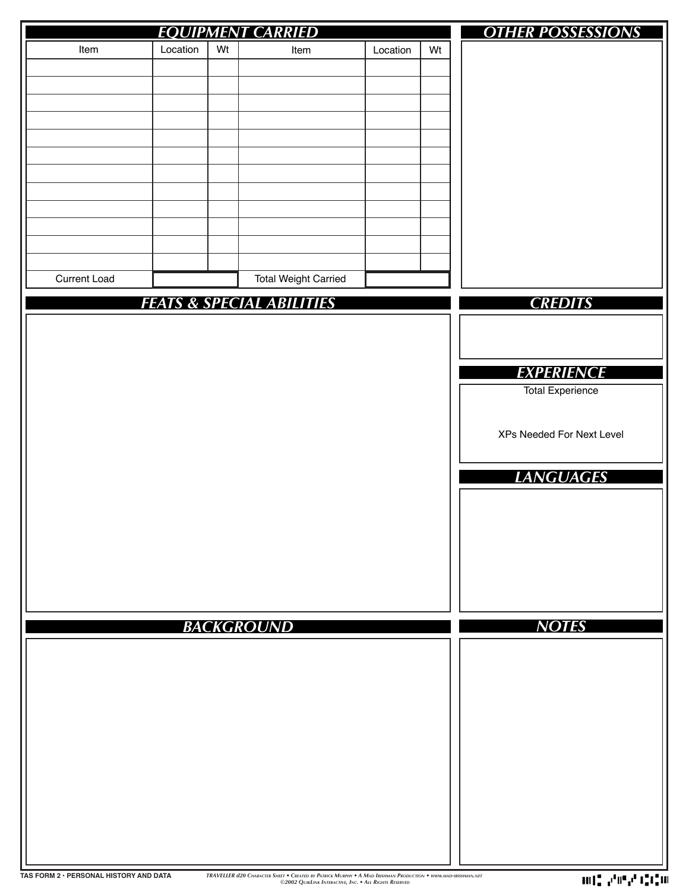## EQUIPMENT CARRIED

| Item | Location | Wt | Item | Location | Wt |
|---|---|---|---|---|---|
| | | | | | |
| | | | | | |
| | | | | | |
| | | | | | |
| | | | | | |
| | | | | | |
| | | | | | |
| | | | | | |
| | | | | | |
| | | | | | |
| | | | | | |
| | | | | | |
| Current Load | | | Total Weight Carried | | |

## OTHER POSSESSIONS

## FEATS & SPECIAL ABILITIES

## CREDITS

## EXPERIENCE

Total Experience

XPs Needed For Next Level

## LANGUAGES

## BACKGROUND

## NOTES

TAS FORM 2 · PERSONAL HISTORY AND DATA

*TRAVELLER d20 CHARACTER SHEET • CREATED BY PATRICK MURPHY • A MAD IRISHMAN PRODUCTION • WWW.MAD-IRISHMAN.NET*
*©2002 QUIKLINK INTERACTIVE, INC. • ALL RIGHTS RESERVED*